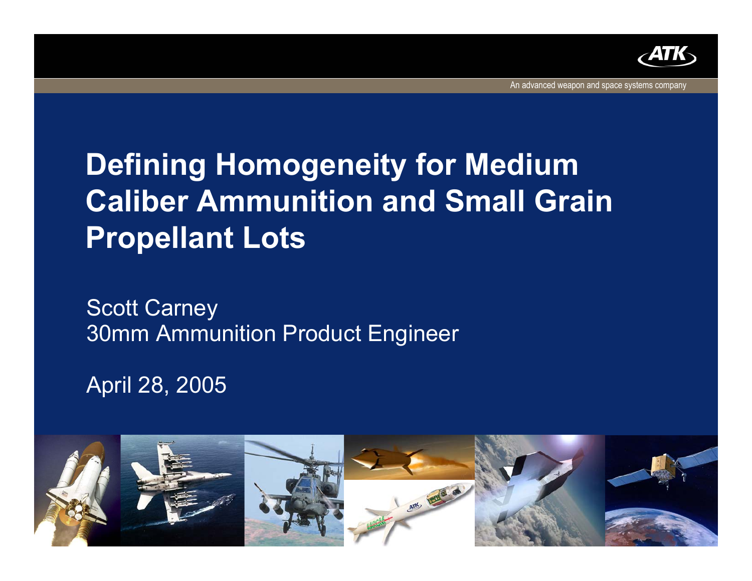ATK

An advanced weapon and space systems company

# Defining Homogeneity for Medium Caliber Ammunition and Small Grain Propellant Lots

Scott Carney
30mm Ammunition Product Engineer

April 28, 2005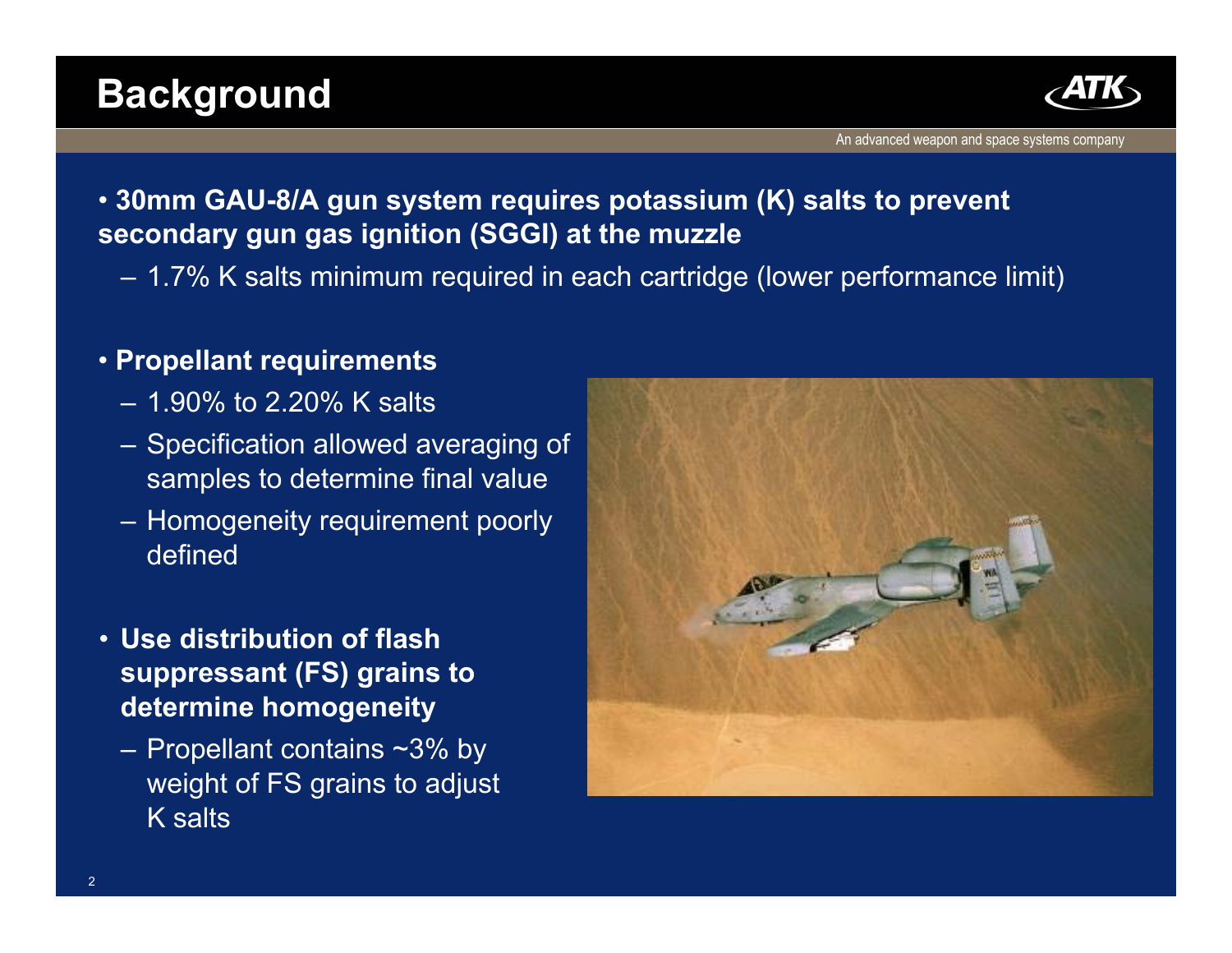# Background

- **30mm GAU-8/A gun system requires potassium (K) salts to prevent secondary gun gas ignition (SGGI) at the muzzle**
  - 1.7% K salts minimum required in each cartridge (lower performance limit)

- **Propellant requirements**
  - 1.90% to 2.20% K salts
  - Specification allowed averaging of samples to determine final value
  - Homogeneity requirement poorly defined

- **Use distribution of flash suppressant (FS) grains to determine homogeneity**
  - Propellant contains ~3% by weight of FS grains to adjust K salts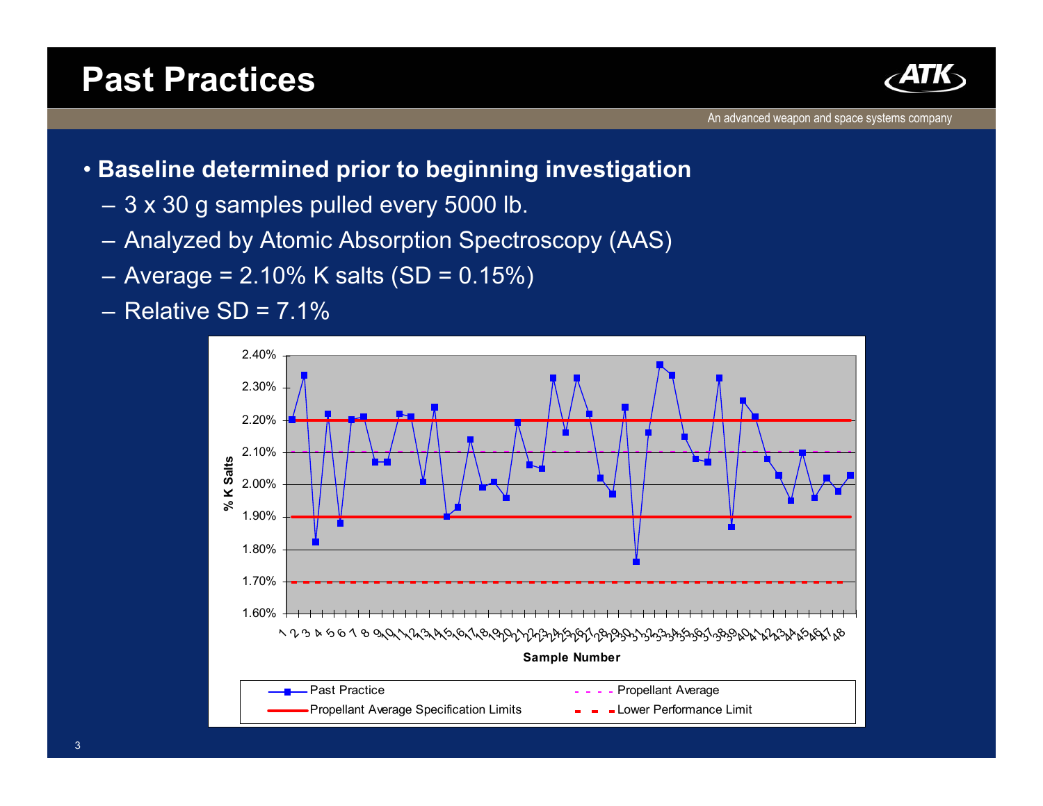# Past Practices

- **Baseline determined prior to beginning investigation**
  - 3 x 30 g samples pulled every 5000 lb.
  - Analyzed by Atomic Absorption Spectroscopy (AAS)
  - Average = 2.10% K salts (SD = 0.15%)
  - Relative SD = 7.1%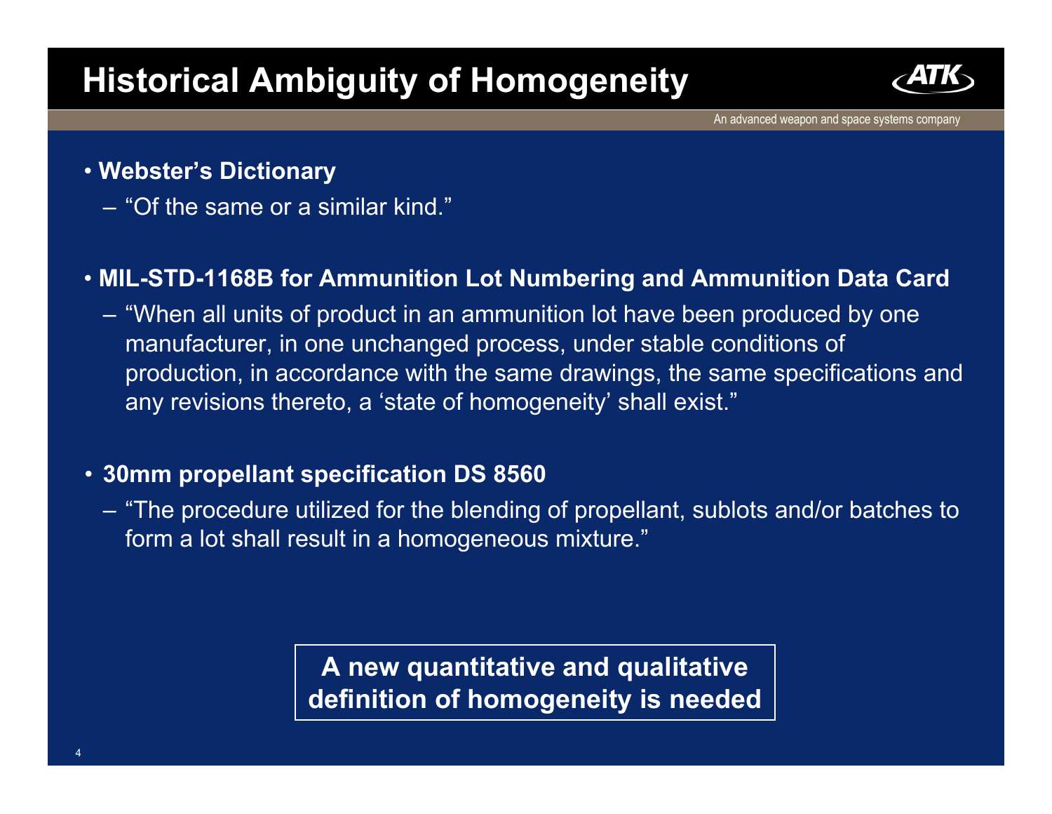# Historical Ambiguity of Homogeneity

- **Webster's Dictionary**
  - "Of the same or a similar kind."

- **MIL-STD-1168B for Ammunition Lot Numbering and Ammunition Data Card**
  - "When all units of product in an ammunition lot have been produced by one manufacturer, in one unchanged process, under stable conditions of production, in accordance with the same drawings, the same specifications and any revisions thereto, a 'state of homogeneity' shall exist."

- **30mm propellant specification DS 8560**
  - "The procedure utilized for the blending of propellant, sublots and/or batches to form a lot shall result in a homogeneous mixture."

**A new quantitative and qualitative definition of homogeneity is needed**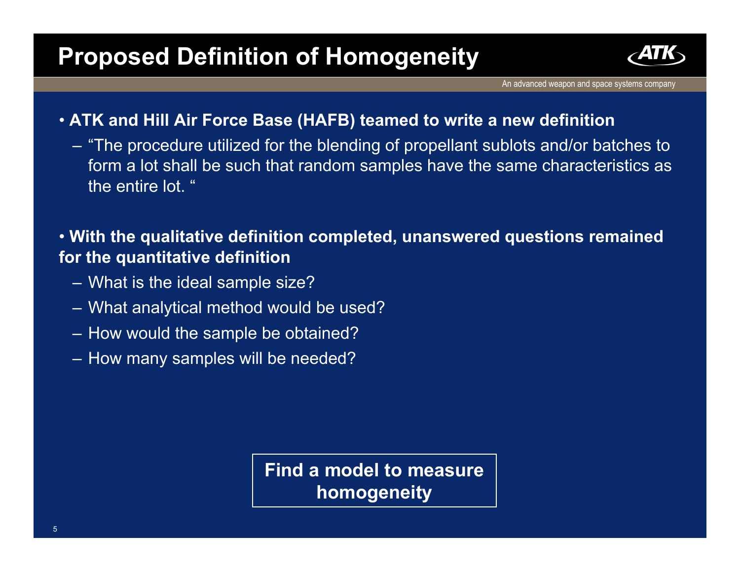# Proposed Definition of Homogeneity

- **ATK and Hill Air Force Base (HAFB) teamed to write a new definition**
  - "The procedure utilized for the blending of propellant sublots and/or batches to form a lot shall be such that random samples have the same characteristics as the entire lot. "

- **With the qualitative definition completed, unanswered questions remained for the quantitative definition**
  - What is the ideal sample size?
  - What analytical method would be used?
  - How would the sample be obtained?
  - How many samples will be needed?

**Find a model to measure homogeneity**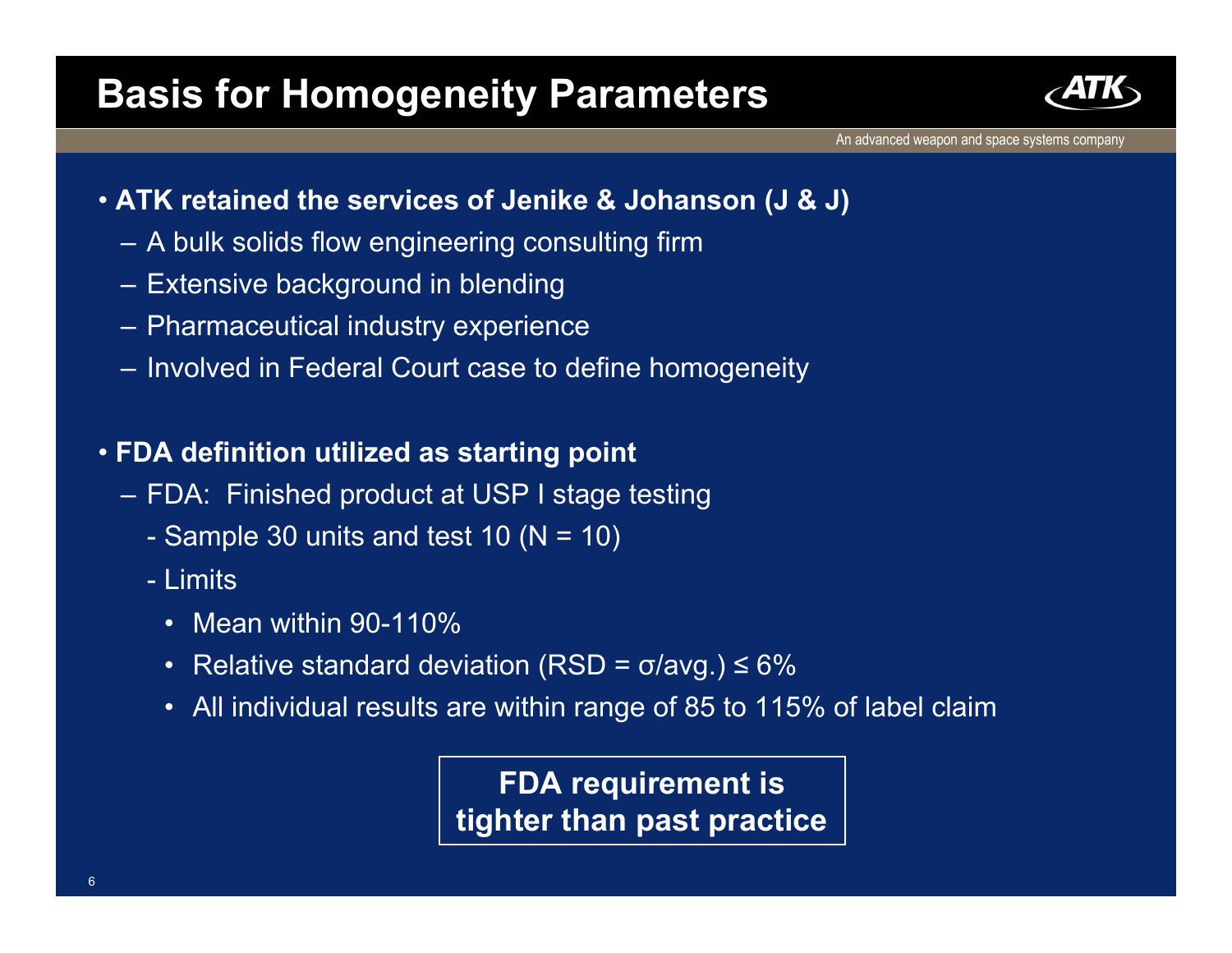# Basis for Homogeneity Parameters

- **ATK retained the services of Jenike & Johanson (J & J)**
  - A bulk solids flow engineering consulting firm
  - Extensive background in blending
  - Pharmaceutical industry experience
  - Involved in Federal Court case to define homogeneity

- **FDA definition utilized as starting point**
  - FDA: Finished product at USP I stage testing
    - Sample 30 units and test 10 (N = 10)
    - Limits
      - Mean within 90-110%
      - Relative standard deviation (RSD = $\sigma$/avg.) ≤ 6%
      - All individual results are within range of 85 to 115% of label claim

**FDA requirement is tighter than past practice**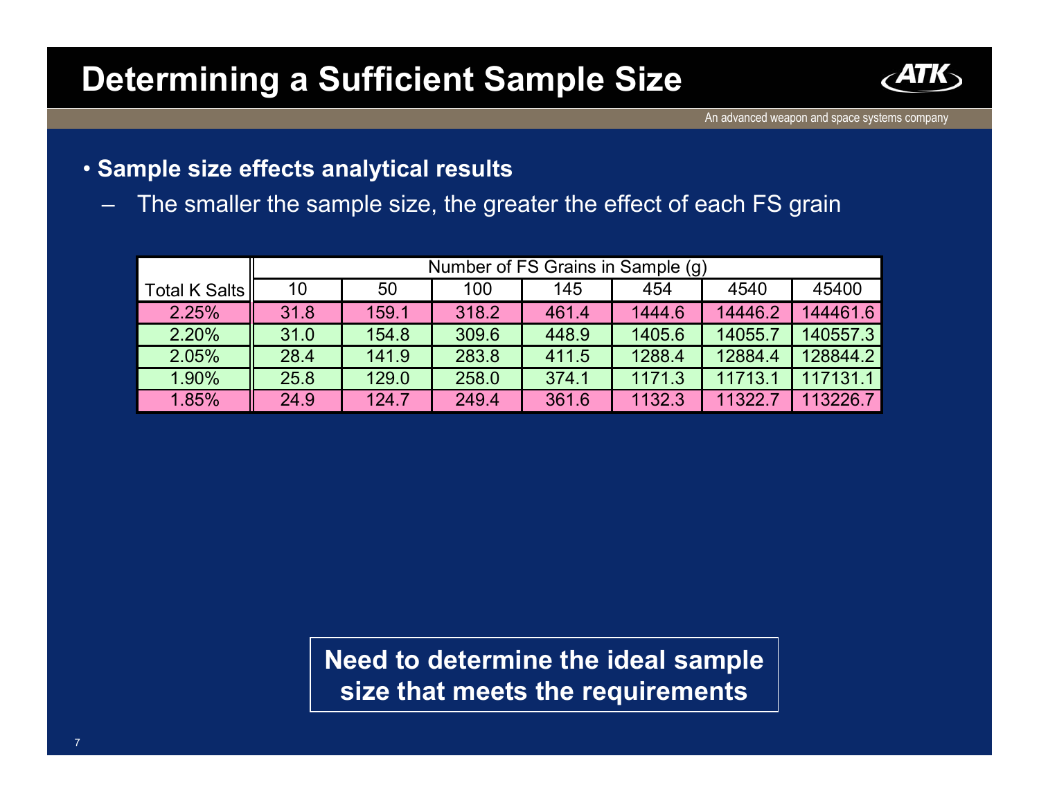# Determining a Sufficient Sample Size

- **Sample size effects analytical results**
  - The smaller the sample size, the greater the effect of each FS grain

| Total K Salts | Number of FS Grains in Sample (g) | | | | | | |
|---|---|---|---|---|---|---|---|
| | 10 | 50 | 100 | 145 | 454 | 4540 | 45400 |
| 2.25% | 31.8 | 159.1 | 318.2 | 461.4 | 1444.6 | 14446.2 | 144461.6 |
| 2.20% | 31.0 | 154.8 | 309.6 | 448.9 | 1405.6 | 14055.7 | 140557.3 |
| 2.05% | 28.4 | 141.9 | 283.8 | 411.5 | 1288.4 | 12884.4 | 128844.2 |
| 1.90% | 25.8 | 129.0 | 258.0 | 374.1 | 1171.3 | 11713.1 | 117131.1 |
| 1.85% | 24.9 | 124.7 | 249.4 | 361.6 | 1132.3 | 11322.7 | 113226.7 |

**Need to determine the ideal sample size that meets the requirements**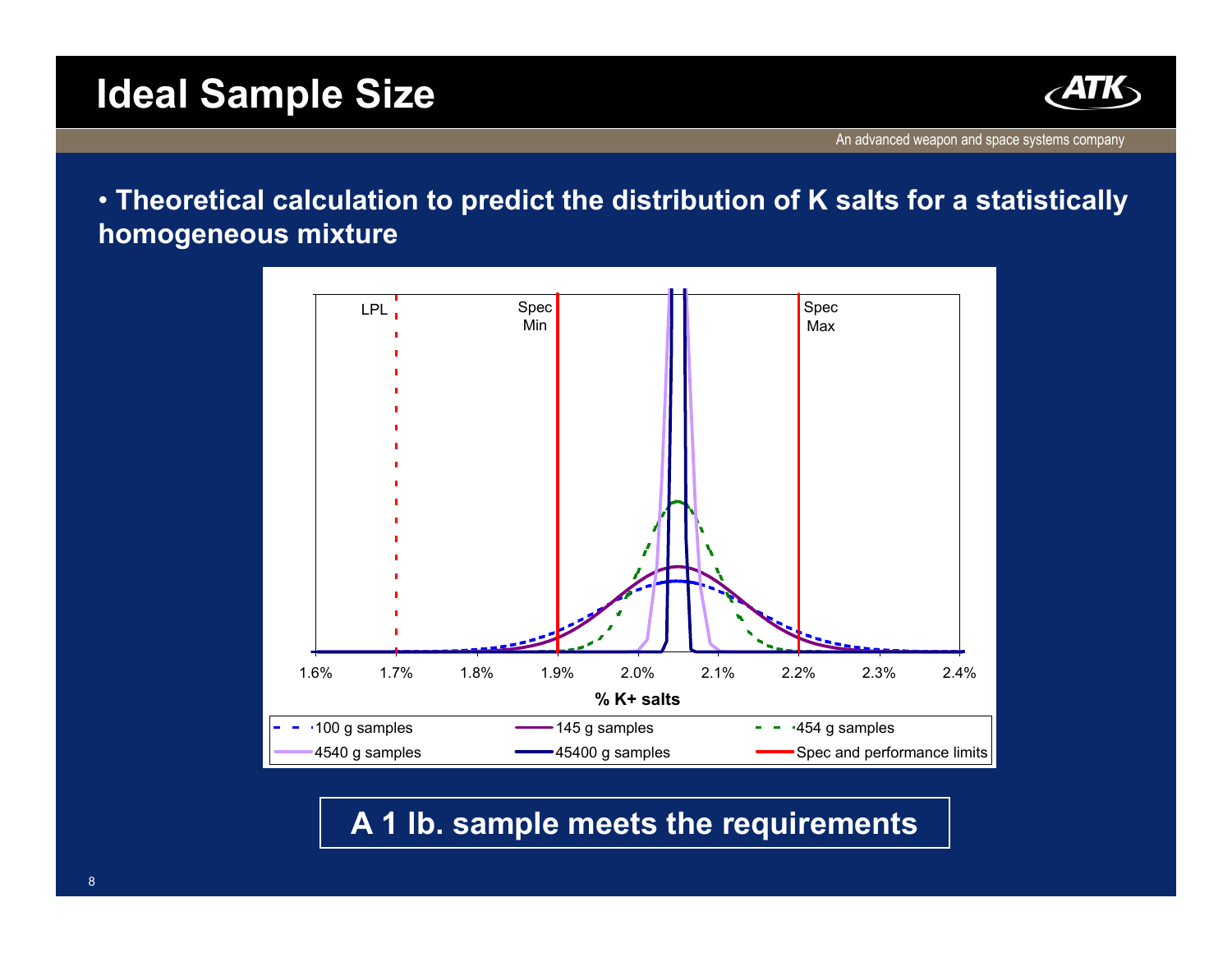# Ideal Sample Size

- **Theoretical calculation to predict the distribution of K salts for a statistically homogeneous mixture**

LPL

Spec Min

Spec Max

1.6% 1.7% 1.8% 1.9% 2.0% 2.1% 2.2% 2.3% 2.4%

**% K+ salts**

100 g samples — 145 g samples — 454 g samples — 4540 g samples — 45400 g samples — Spec and performance limits

**A 1 lb. sample meets the requirements**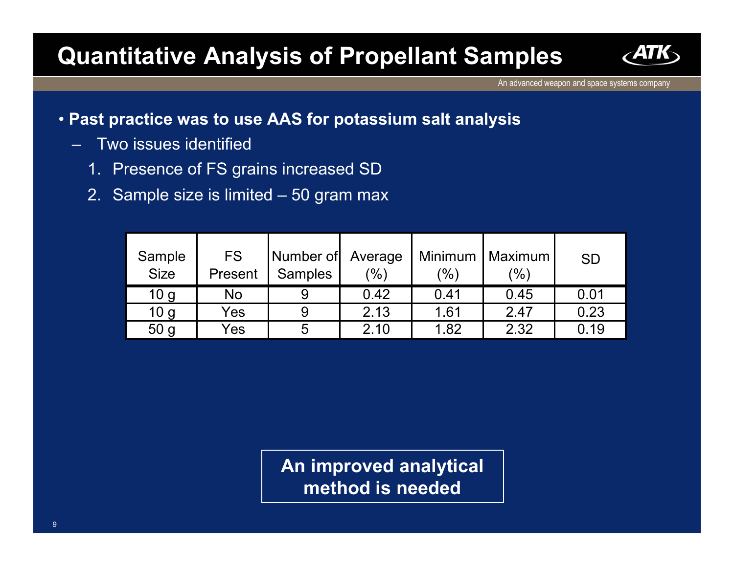# Quantitative Analysis of Propellant Samples

- **Past practice was to use AAS for potassium salt analysis**
  - Two issues identified
    1. Presence of FS grains increased SD
    2. Sample size is limited – 50 gram max

| Sample Size | FS Present | Number of Samples | Average (%) | Minimum (%) | Maximum (%) | SD |
|---|---|---|---|---|---|---|
| 10 g | No | 9 | 0.42 | 0.41 | 0.45 | 0.01 |
| 10 g | Yes | 9 | 2.13 | 1.61 | 2.47 | 0.23 |
| 50 g | Yes | 5 | 2.10 | 1.82 | 2.32 | 0.19 |

**An improved analytical method is needed**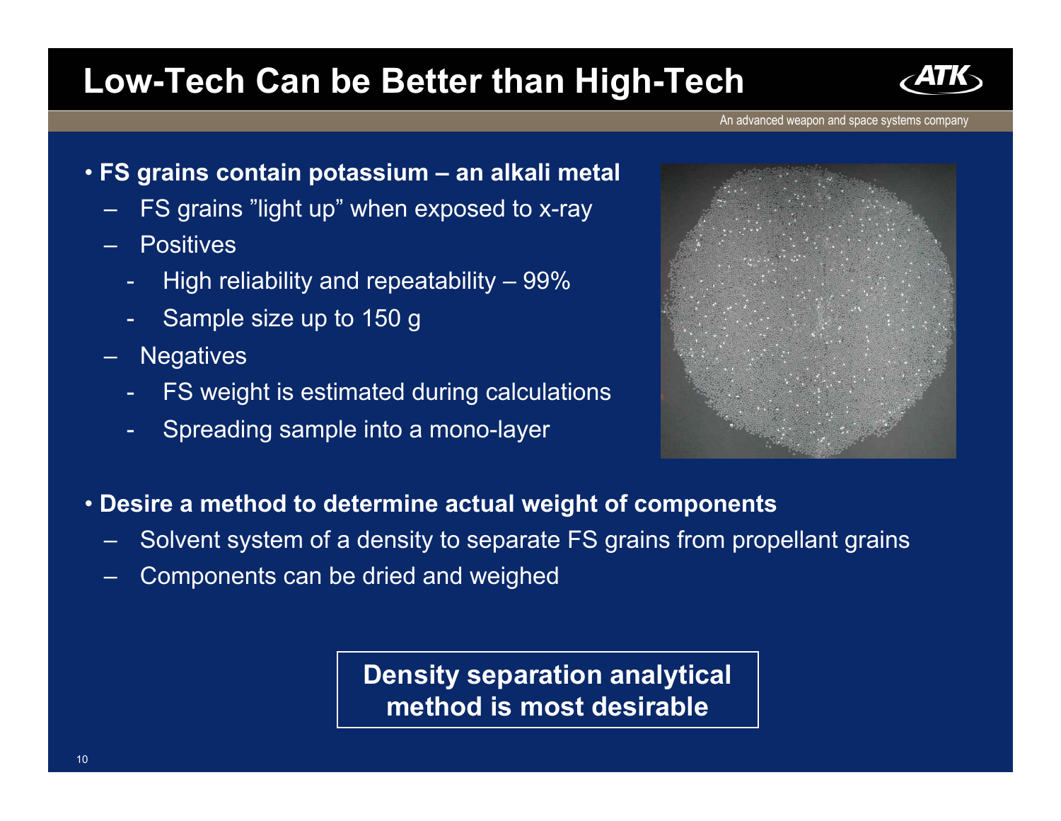# Low-Tech Can be Better than High-Tech

An advanced weapon and space systems company

- **FS grains contain potassium – an alkali metal**
  - FS grains "light up" when exposed to x-ray
  - Positives
    - High reliability and repeatability – 99%
    - Sample size up to 150 g
  - Negatives
    - FS weight is estimated during calculations
    - Spreading sample into a mono-layer

- **Desire a method to determine actual weight of components**
  - Solvent system of a density to separate FS grains from propellant grains
  - Components can be dried and weighed

**Density separation analytical method is most desirable**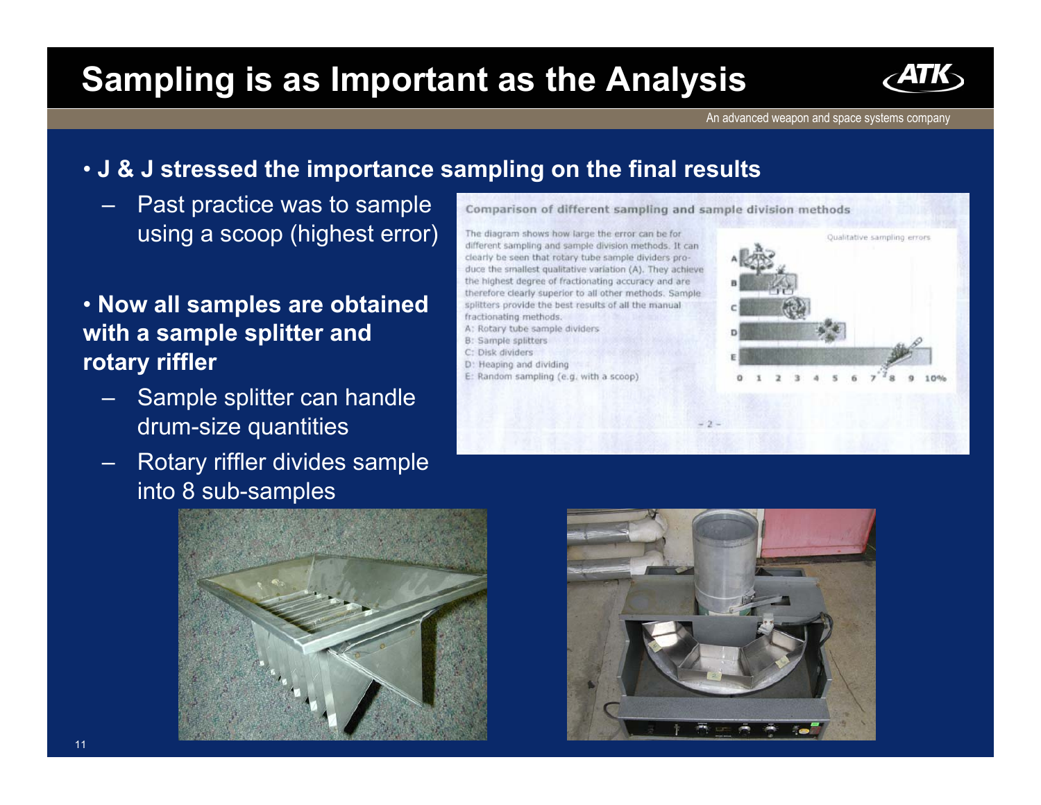# Sampling is as Important as the Analysis

- **J & J stressed the importance sampling on the final results**
  - Past practice was to sample using a scoop (highest error)

- **Now all samples are obtained with a sample splitter and rotary riffler**
  - Sample splitter can handle drum-size quantities
  - Rotary riffler divides sample into 8 sub-samples

**Comparison of different sampling and sample division methods**

The diagram shows how large the error can be for different sampling and sample division methods. It can clearly be seen that rotary tube sample dividers produce the smallest qualitative variation (A). They achieve the highest degree of fractionating accuracy and are therefore clearly superior to all other methods. Sample splitters provide the best results of all the manual fractionating methods.

A: Rotary tube sample dividers
B: Sample splitters
C: Disk dividers
D: Heaping and dividing
E: Random sampling (e.g. with a scoop)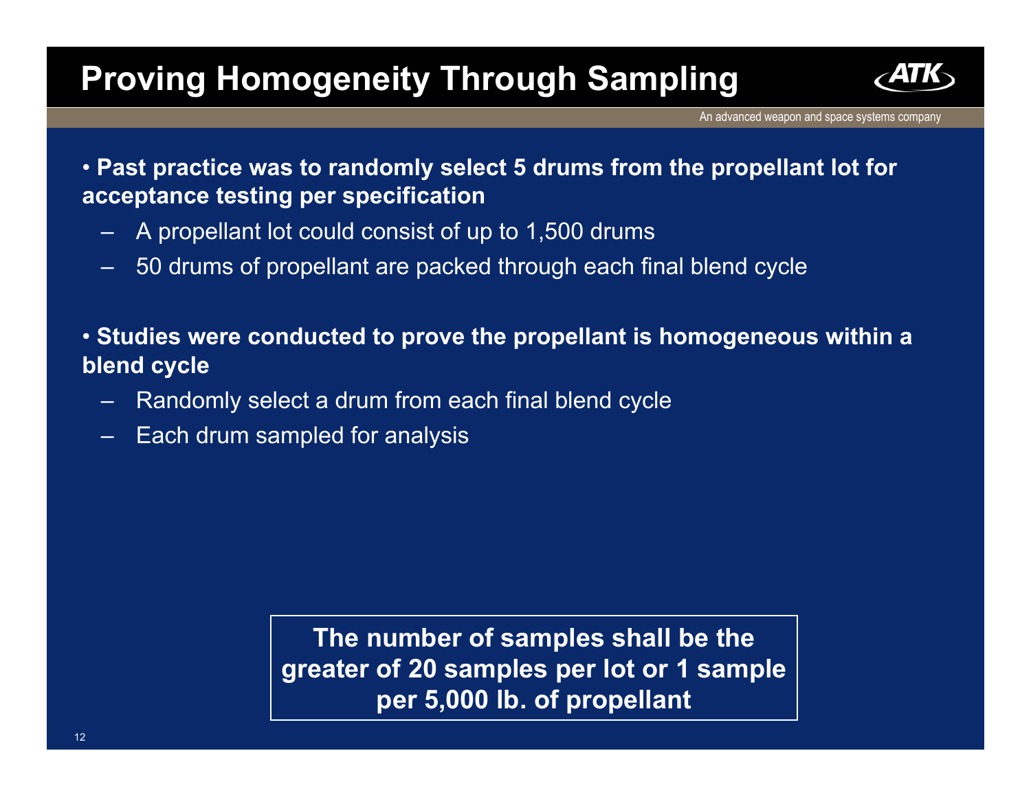# Proving Homogeneity Through Sampling

- **Past practice was to randomly select 5 drums from the propellant lot for acceptance testing per specification**
  - A propellant lot could consist of up to 1,500 drums
  - 50 drums of propellant are packed through each final blend cycle

- **Studies were conducted to prove the propellant is homogeneous within a blend cycle**
  - Randomly select a drum from each final blend cycle
  - Each drum sampled for analysis

**The number of samples shall be the greater of 20 samples per lot or 1 sample per 5,000 lb. of propellant**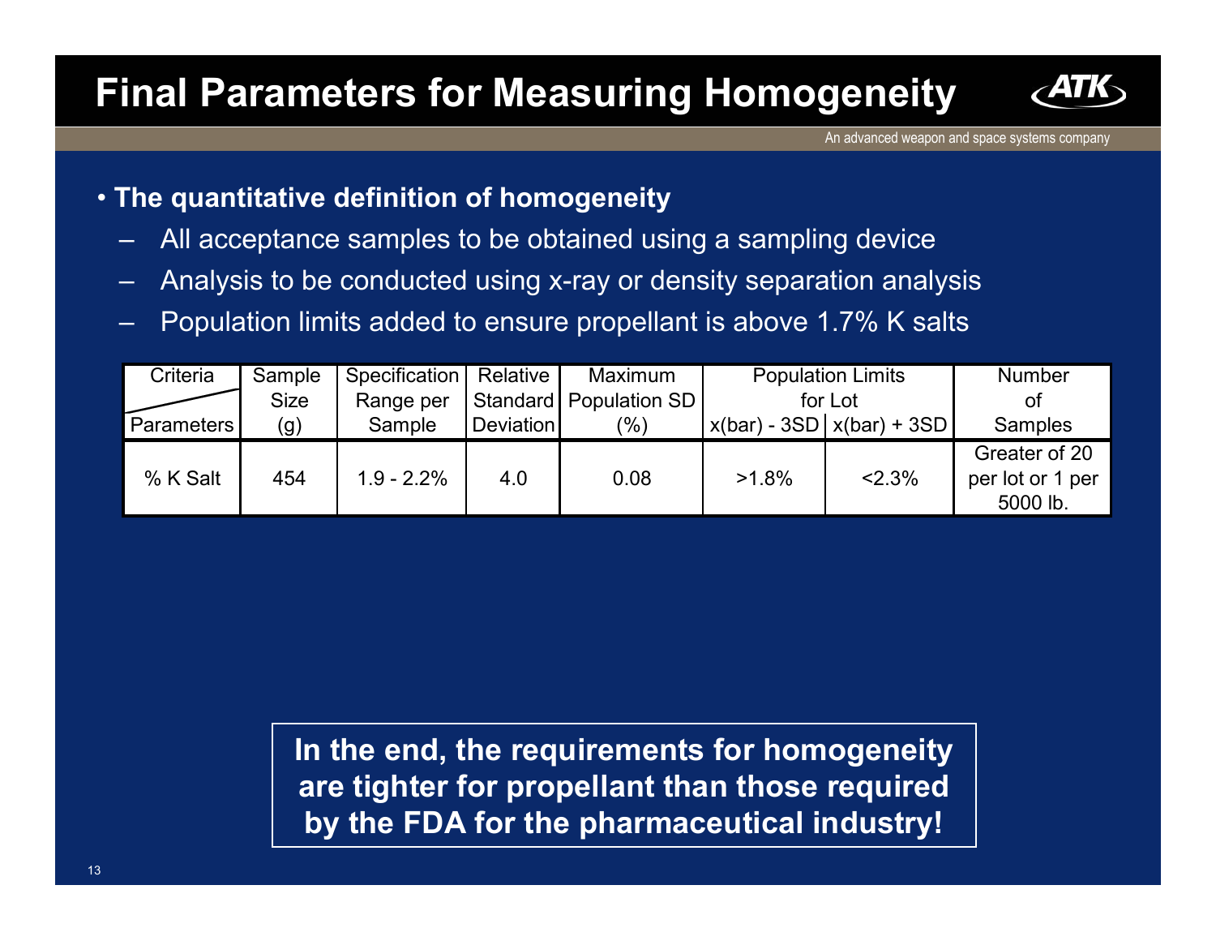# Final Parameters for Measuring Homogeneity

- **The quantitative definition of homogeneity**
  - All acceptance samples to be obtained using a sampling device
  - Analysis to be conducted using x-ray or density separation analysis
  - Population limits added to ensure propellant is above 1.7% K salts

| Criteria / Parameters | Sample Size (g) | Specification Range per Sample | Relative Standard Deviation | Maximum Population SD (%) | Population Limits for Lot | | Number of Samples |
|---|---|---|---|---|---|---|---|
| | | | | | x(bar) - 3SD | x(bar) + 3SD | |
| % K Salt | 454 | 1.9 - 2.2% | 4.0 | 0.08 | >1.8% | <2.3% | Greater of 20 per lot or 1 per 5000 lb. |

**In the end, the requirements for homogeneity are tighter for propellant than those required by the FDA for the pharmaceutical industry!**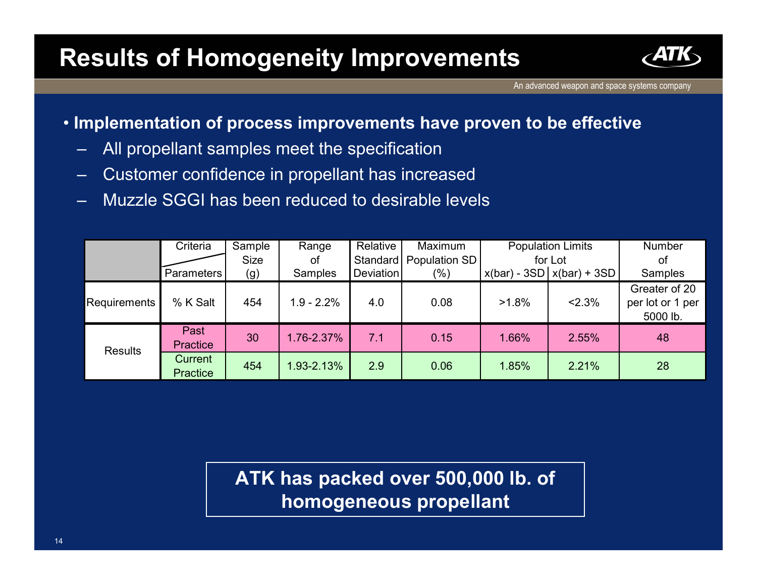# Results of Homogeneity Improvements

- **Implementation of process improvements have proven to be effective**
  - All propellant samples meet the specification
  - Customer confidence in propellant has increased
  - Muzzle SGGI has been reduced to desirable levels

| | Criteria / Parameters | Sample Size (g) | Range of Samples | Relative Standard Deviation | Maximum Population SD (%) | Population Limits for Lot x(bar) - 3SD | x(bar) + 3SD | Number of Samples |
|---|---|---|---|---|---|---|---|---|
| Requirements | % K Salt | 454 | 1.9 - 2.2% | 4.0 | 0.08 | >1.8% | <2.3% | Greater of 20 per lot or 1 per 5000 lb. |
| Results | Past Practice | 30 | 1.76-2.37% | 7.1 | 0.15 | 1.66% | 2.55% | 48 |
| | Current Practice | 454 | 1.93-2.13% | 2.9 | 0.06 | 1.85% | 2.21% | 28 |

**ATK has packed over 500,000 lb. of homogeneous propellant**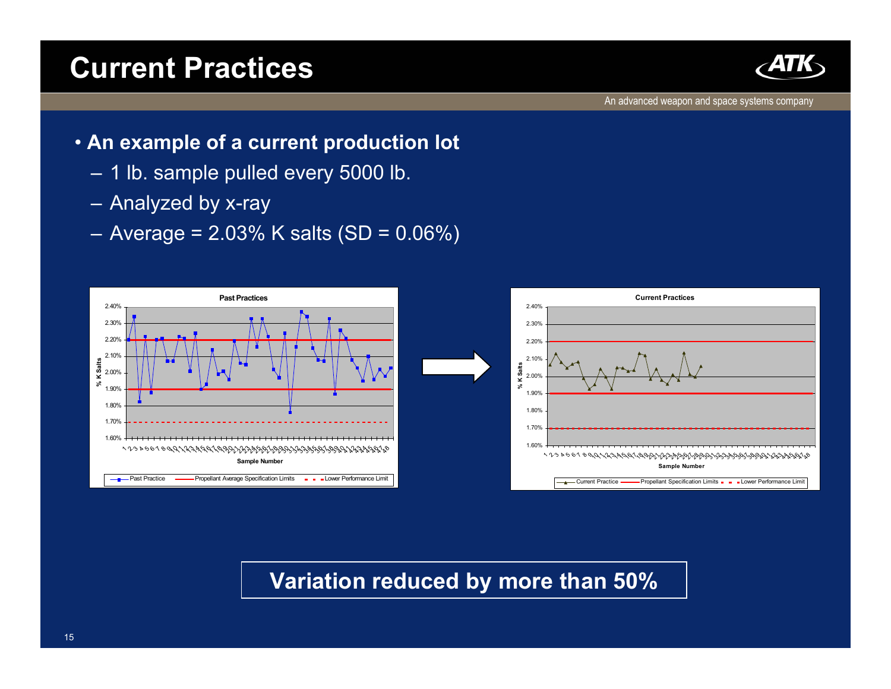# Current Practices

- **An example of a current production lot**
  - 1 lb. sample pulled every 5000 lb.
  - Analyzed by x-ray
  - Average = 2.03% K salts (SD = 0.06%)

**Past Practices**

% K Salts (1.60%–2.40%) vs. Sample Number (1–48)

Legend: Past Practice; Propellant Average Specification Limits; Lower Performance Limit

**Current Practices**

% K Salts (1.60%–2.40%) vs. Sample Number (1–48)

Legend: Current Practice; Propellant Specification Limits; Lower Performance Limit

**Variation reduced by more than 50%**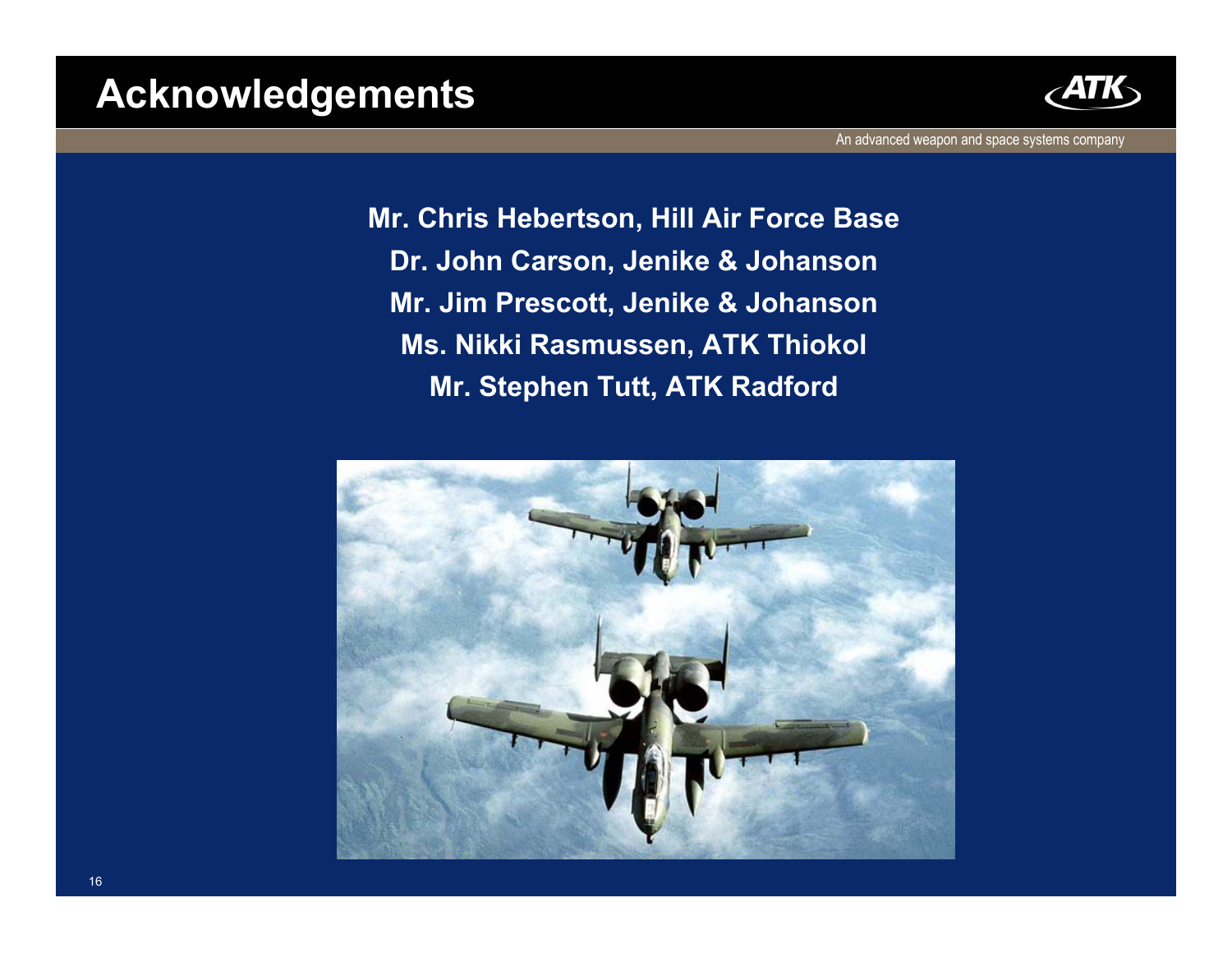# Acknowledgements

Mr. Chris Hebertson, Hill Air Force Base

Dr. John Carson, Jenike & Johanson

Mr. Jim Prescott, Jenike & Johanson

Ms. Nikki Rasmussen, ATK Thiokol

Mr. Stephen Tutt, ATK Radford